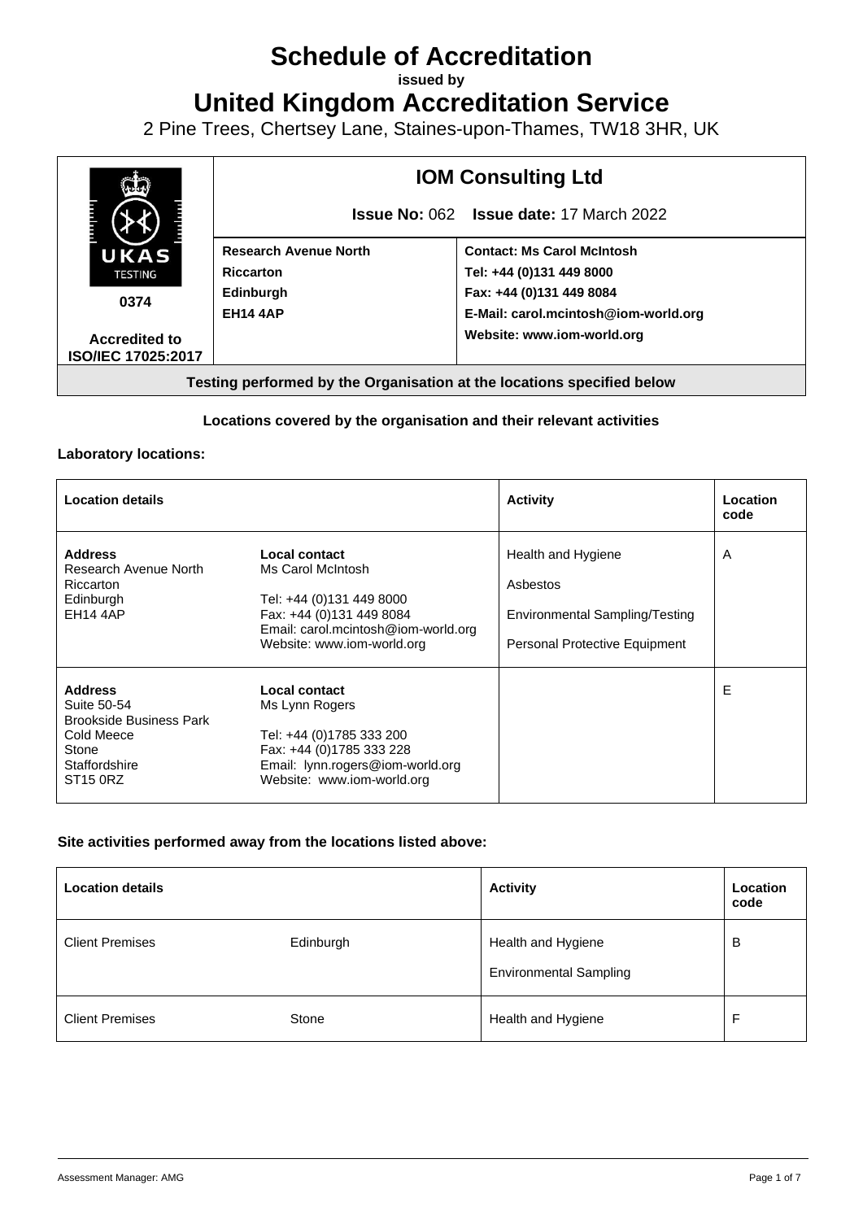# Schedule of Accreditation

**issued by**

# United Kingdom Accreditation Service

2 Pine Trees, Chertsey Lane, Staines-upon-Thames, TW18 3HR, UK

| | | |
|---|---|---|
| UKAS TESTING **0374** **Accredited to ISO/IEC 17025:2017** | **IOM Consulting Ltd** **Issue No:** 062 **Issue date:** 17 March 2022 | |
| | **Research Avenue North** **Riccarton** **Edinburgh** **EH14 4AP** | **Contact: Ms Carol McIntosh** **Tel: +44 (0)131 449 8000** **Fax: +44 (0)131 449 8084** **E-Mail: carol.mcintosh@iom-world.org** **Website: www.iom-world.org** |

**Testing performed by the Organisation at the locations specified below**

**Locations covered by the organisation and their relevant activities**

**Laboratory locations:**

| Location details | | Activity | Location code |
|---|---|---|---|
| **Address** Research Avenue North Riccarton Edinburgh EH14 4AP | **Local contact** Ms Carol McIntosh Tel: +44 (0)131 449 8000 Fax: +44 (0)131 449 8084 Email: carol.mcintosh@iom-world.org Website: www.iom-world.org | Health and Hygiene Asbestos Environmental Sampling/Testing Personal Protective Equipment | A |
| **Address** Suite 50-54 Brookside Business Park Cold Meece Stone Staffordshire ST15 0RZ | **Local contact** Ms Lynn Rogers Tel: +44 (0)1785 333 200 Fax: +44 (0)1785 333 228 Email: lynn.rogers@iom-world.org Website: www.iom-world.org | | E |

**Site activities performed away from the locations listed above:**

| Location details | | Activity | Location code |
|---|---|---|---|
| Client Premises | Edinburgh | Health and Hygiene Environmental Sampling | B |
| Client Premises | Stone | Health and Hygiene | F |

Assessment Manager: AMG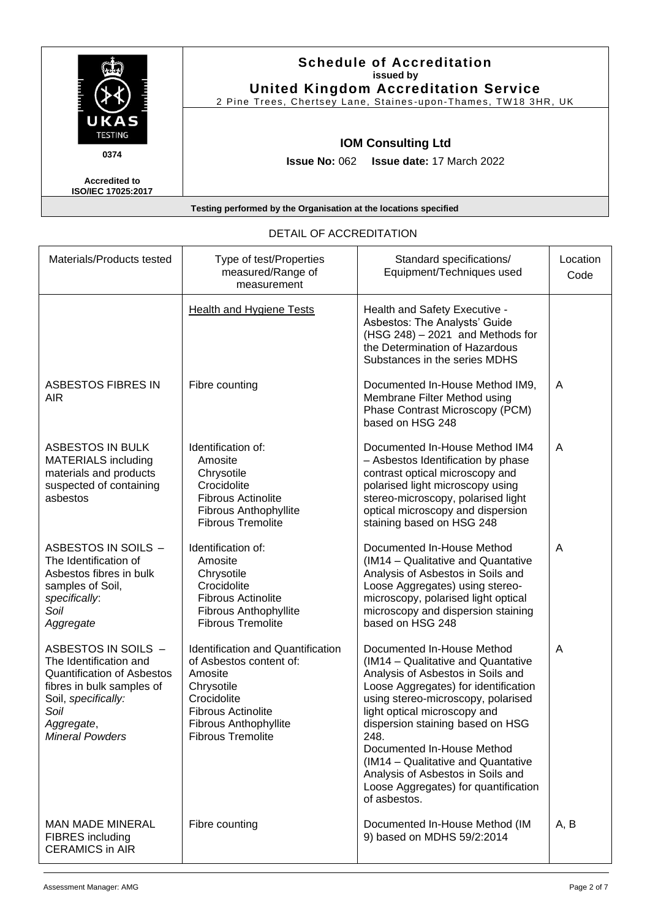**Schedule of Accreditation**
**issued by**
**United Kingdom Accreditation Service**
2 Pine Trees, Chertsey Lane, Staines-upon-Thames, TW18 3HR, UK

UKAS TESTING
**0374**
**Accredited to ISO/IEC 17025:2017**

**IOM Consulting Ltd**

**Issue No:** 062 **Issue date:** 17 March 2022

**Testing performed by the Organisation at the locations specified**

## DETAIL OF ACCREDITATION

| Materials/Products tested | Type of test/Properties measured/Range of measurement | Standard specifications/ Equipment/Techniques used | Location Code |
|---|---|---|---|
| | Health and Hygiene Tests | Health and Safety Executive - Asbestos: The Analysts' Guide (HSG 248) – 2021 and Methods for the Determination of Hazardous Substances in the series MDHS | |
| ASBESTOS FIBRES IN AIR | Fibre counting | Documented In-House Method IM9, Membrane Filter Method using Phase Contrast Microscopy (PCM) based on HSG 248 | A |
| ASBESTOS IN BULK MATERIALS including materials and products suspected of containing asbestos | Identification of:<br>Amosite<br>Chrysotile<br>Crocidolite<br>Fibrous Actinolite<br>Fibrous Anthophyllite<br>Fibrous Tremolite | Documented In-House Method IM4 – Asbestos Identification by phase contrast optical microscopy and polarised light microscopy using stereo-microscopy, polarised light optical microscopy and dispersion staining based on HSG 248 | A |
| ASBESTOS IN SOILS – The Identification of Asbestos fibres in bulk samples of Soil, *specifically*:<br>*Soil*<br>*Aggregate* | Identification of:<br>Amosite<br>Chrysotile<br>Crocidolite<br>Fibrous Actinolite<br>Fibrous Anthophyllite<br>Fibrous Tremolite | Documented In-House Method (IM14 – Qualitative and Quantative Analysis of Asbestos in Soils and Loose Aggregates) using stereo-microscopy, polarised light optical microscopy and dispersion staining based on HSG 248 | A |
| ASBESTOS IN SOILS – The Identification and Quantification of Asbestos fibres in bulk samples of Soil, *specifically:*<br>*Soil*<br>*Aggregate*,<br>*Mineral Powders* | Identification and Quantification of Asbestos content of:<br>Amosite<br>Chrysotile<br>Crocidolite<br>Fibrous Actinolite<br>Fibrous Anthophyllite<br>Fibrous Tremolite | Documented In-House Method (IM14 – Qualitative and Quantative Analysis of Asbestos in Soils and Loose Aggregates) for identification using stereo-microscopy, polarised light optical microscopy and dispersion staining based on HSG 248.<br>Documented In-House Method (IM14 – Qualitative and Quantative Analysis of Asbestos in Soils and Loose Aggregates) for quantification of asbestos. | A |
| MAN MADE MINERAL FIBRES including CERAMICS in AIR | Fibre counting | Documented In-House Method (IM 9) based on MDHS 59/2:2014 | A, B |

Assessment Manager: AMG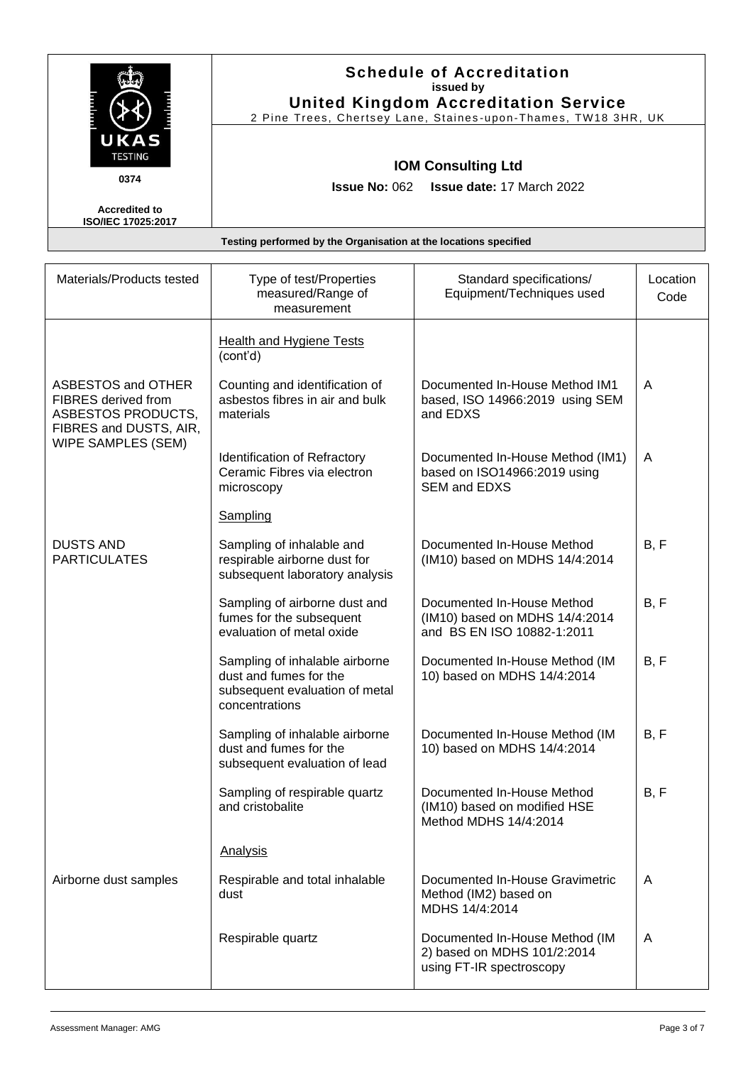**Schedule of Accreditation**
issued by
**United Kingdom Accreditation Service**
2 Pine Trees, Chertsey Lane, Staines-upon-Thames, TW18 3HR, UK

UKAS TESTING
0374
Accredited to ISO/IEC 17025:2017

**IOM Consulting Ltd**

**Issue No:** 062 **Issue date:** 17 March 2022

**Testing performed by the Organisation at the locations specified**

| Materials/Products tested | Type of test/Properties measured/Range of measurement | Standard specifications/ Equipment/Techniques used | Location Code |
|---|---|---|---|
| | <u>Health and Hygiene Tests</u> (cont'd) | | |
| ASBESTOS and OTHER FIBRES derived from ASBESTOS PRODUCTS, FIBRES and DUSTS, AIR, WIPE SAMPLES (SEM) | Counting and identification of asbestos fibres in air and bulk materials | Documented In-House Method IM1 based, ISO 14966:2019 using SEM and EDXS | A |
| | Identification of Refractory Ceramic Fibres via electron microscopy | Documented In-House Method (IM1) based on ISO14966:2019 using SEM and EDXS | A |
| | <u>Sampling</u> | | |
| DUSTS AND PARTICULATES | Sampling of inhalable and respirable airborne dust for subsequent laboratory analysis | Documented In-House Method (IM10) based on MDHS 14/4:2014 | B, F |
| | Sampling of airborne dust and fumes for the subsequent evaluation of metal oxide | Documented In-House Method (IM10) based on MDHS 14/4:2014 and BS EN ISO 10882-1:2011 | B, F |
| | Sampling of inhalable airborne dust and fumes for the subsequent evaluation of metal concentrations | Documented In-House Method (IM 10) based on MDHS 14/4:2014 | B, F |
| | Sampling of inhalable airborne dust and fumes for the subsequent evaluation of lead | Documented In-House Method (IM 10) based on MDHS 14/4:2014 | B, F |
| | Sampling of respirable quartz and cristobalite | Documented In-House Method (IM10) based on modified HSE Method MDHS 14/4:2014 | B, F |
| | <u>Analysis</u> | | |
| Airborne dust samples | Respirable and total inhalable dust | Documented In-House Gravimetric Method (IM2) based on MDHS 14/4:2014 | A |
| | Respirable quartz | Documented In-House Method (IM 2) based on MDHS 101/2:2014 using FT-IR spectroscopy | A |

Assessment Manager: AMG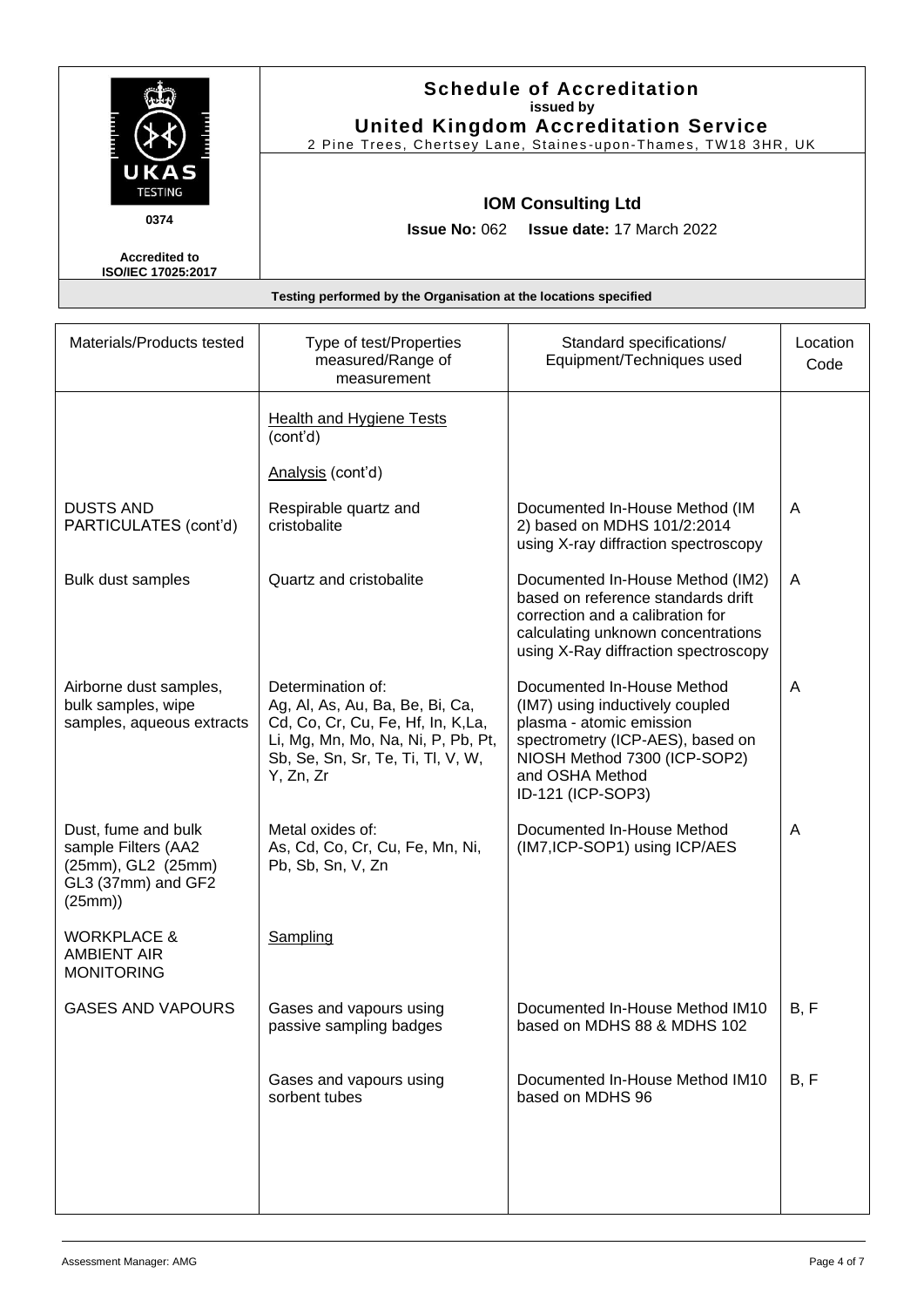# Schedule of Accreditation
**issued by**
**United Kingdom Accreditation Service**
2 Pine Trees, Chertsey Lane, Staines-upon-Thames, TW18 3HR, UK

UKAS TESTING
0374

Accredited to ISO/IEC 17025:2017

**IOM Consulting Ltd**

**Issue No:** 062 **Issue date:** 17 March 2022

**Testing performed by the Organisation at the locations specified**

| Materials/Products tested | Type of test/Properties measured/Range of measurement | Standard specifications/ Equipment/Techniques used | Location Code |
|---|---|---|---|
| | Health and Hygiene Tests (cont'd) | | |
| | Analysis (cont'd) | | |
| DUSTS AND PARTICULATES (cont'd) | Respirable quartz and cristobalite | Documented In-House Method (IM 2) based on MDHS 101/2:2014 using X-ray diffraction spectroscopy | A |
| Bulk dust samples | Quartz and cristobalite | Documented In-House Method (IM2) based on reference standards drift correction and a calibration for calculating unknown concentrations using X-Ray diffraction spectroscopy | A |
| Airborne dust samples, bulk samples, wipe samples, aqueous extracts | Determination of: Ag, Al, As, Au, Ba, Be, Bi, Ca, Cd, Co, Cr, Cu, Fe, Hf, In, K,La, Li, Mg, Mn, Mo, Na, Ni, P, Pb, Pt, Sb, Se, Sn, Sr, Te, Ti, Tl, V, W, Y, Zn, Zr | Documented In-House Method (IM7) using inductively coupled plasma - atomic emission spectrometry (ICP-AES), based on NIOSH Method 7300 (ICP-SOP2) and OSHA Method ID-121 (ICP-SOP3) | A |
| Dust, fume and bulk sample Filters (AA2 (25mm), GL2 (25mm) GL3 (37mm) and GF2 (25mm)) | Metal oxides of: As, Cd, Co, Cr, Cu, Fe, Mn, Ni, Pb, Sb, Sn, V, Zn | Documented In-House Method (IM7,ICP-SOP1) using ICP/AES | A |
| WORKPLACE & AMBIENT AIR MONITORING | Sampling | | |
| GASES AND VAPOURS | Gases and vapours using passive sampling badges | Documented In-House Method IM10 based on MDHS 88 & MDHS 102 | B, F |
| | Gases and vapours using sorbent tubes | Documented In-House Method IM10 based on MDHS 96 | B, F |

Assessment Manager: AMG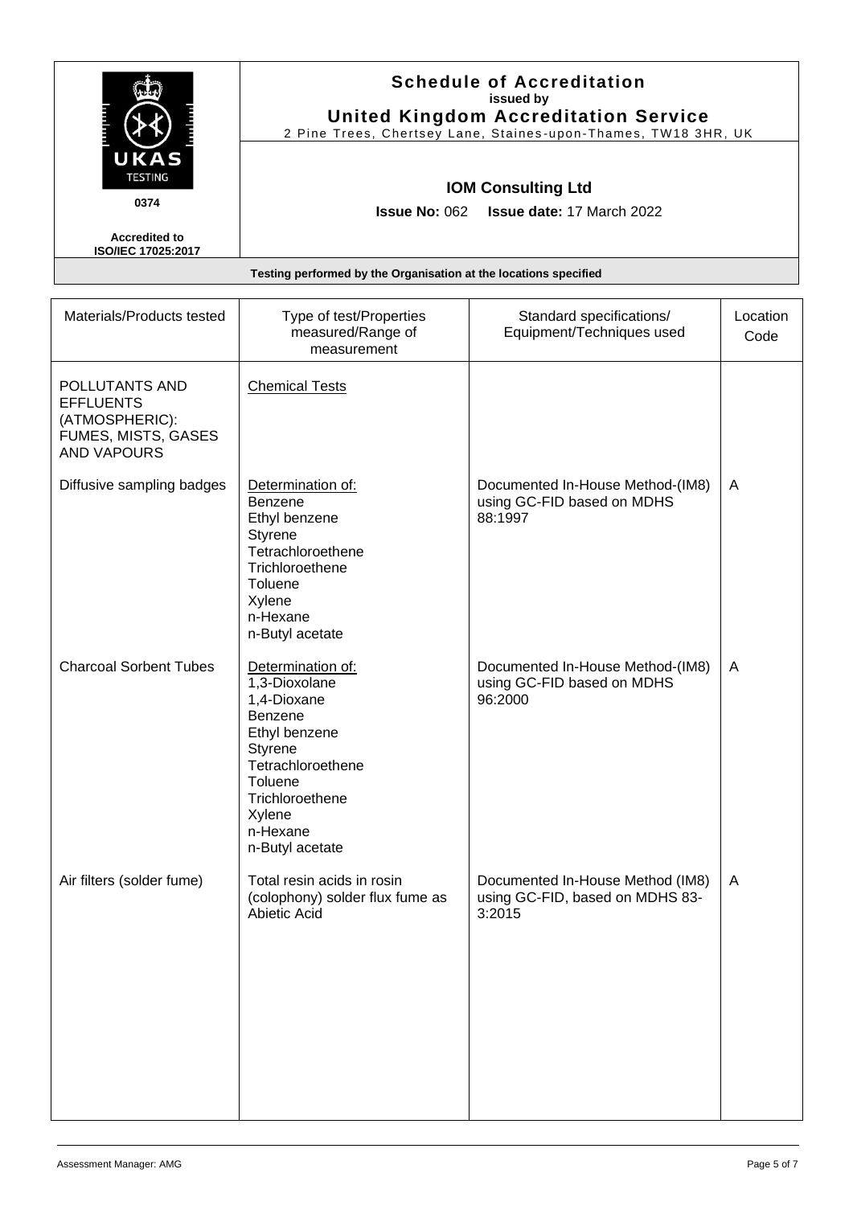**Schedule of Accreditation**
**issued by**
**United Kingdom Accreditation Service**
2 Pine Trees, Chertsey Lane, Staines-upon-Thames, TW18 3HR, UK

UKAS TESTING
**0374**
**Accredited to ISO/IEC 17025:2017**

**IOM Consulting Ltd**

**Issue No:** 062 **Issue date:** 17 March 2022

**Testing performed by the Organisation at the locations specified**

| Materials/Products tested | Type of test/Properties measured/Range of measurement | Standard specifications/ Equipment/Techniques used | Location Code |
|---|---|---|---|
| POLLUTANTS AND EFFLUENTS (ATMOSPHERIC): FUMES, MISTS, GASES AND VAPOURS | Chemical Tests | | |
| Diffusive sampling badges | Determination of:<br>Benzene<br>Ethyl benzene<br>Styrene<br>Tetrachloroethene<br>Trichloroethene<br>Toluene<br>Xylene<br>n-Hexane<br>n-Butyl acetate | Documented In-House Method-(IM8) using GC-FID based on MDHS 88:1997 | A |
| Charcoal Sorbent Tubes | Determination of:<br>1,3-Dioxolane<br>1,4-Dioxane<br>Benzene<br>Ethyl benzene<br>Styrene<br>Tetrachloroethene<br>Toluene<br>Trichloroethene<br>Xylene<br>n-Hexane<br>n-Butyl acetate | Documented In-House Method-(IM8) using GC-FID based on MDHS 96:2000 | A |
| Air filters (solder fume) | Total resin acids in rosin (colophony) solder flux fume as Abietic Acid | Documented In-House Method (IM8) using GC-FID, based on MDHS 83-3:2015 | A |

Assessment Manager: AMG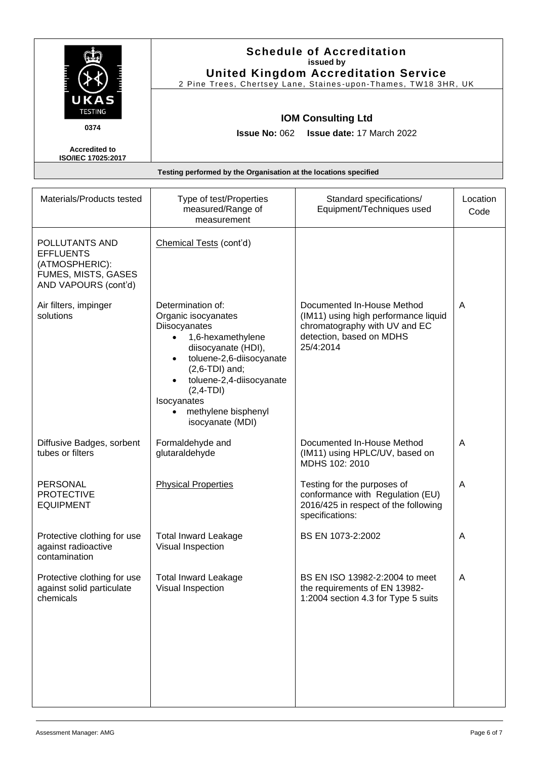**Schedule of Accreditation**
**issued by**
**United Kingdom Accreditation Service**
2 Pine Trees, Chertsey Lane, Staines-upon-Thames, TW18 3HR, UK

UKAS TESTING

0374

**Accredited to ISO/IEC 17025:2017**

**IOM Consulting Ltd**

**Issue No:** 062 **Issue date:** 17 March 2022

**Testing performed by the Organisation at the locations specified**

| Materials/Products tested | Type of test/Properties measured/Range of measurement | Standard specifications/ Equipment/Techniques used | Location Code |
|---|---|---|---|
| POLLUTANTS AND EFFLUENTS (ATMOSPHERIC): FUMES, MISTS, GASES AND VAPOURS (cont'd) | Chemical Tests (cont'd) | | |
| Air filters, impinger solutions | Determination of:<br>Organic isocyanates<br>Diisocyanates<br>• 1,6-hexamethylene diisocyanate (HDI),<br>• toluene-2,6-diisocyanate (2,6-TDI) and;<br>• toluene-2,4-diisocyanate (2,4-TDI)<br>Isocyanates<br>• methylene bisphenyl isocyanate (MDI) | Documented In-House Method (IM11) using high performance liquid chromatography with UV and EC detection, based on MDHS 25/4:2014 | A |
| Diffusive Badges, sorbent tubes or filters | Formaldehyde and glutaraldehyde | Documented In-House Method (IM11) using HPLC/UV, based on MDHS 102: 2010 | A |
| PERSONAL PROTECTIVE EQUIPMENT | Physical Properties | Testing for the purposes of conformance with Regulation (EU) 2016/425 in respect of the following specifications: | A |
| Protective clothing for use against radioactive contamination | Total Inward Leakage<br>Visual Inspection | BS EN 1073-2:2002 | A |
| Protective clothing for use against solid particulate chemicals | Total Inward Leakage<br>Visual Inspection | BS EN ISO 13982-2:2004 to meet the requirements of EN 13982-1:2004 section 4.3 for Type 5 suits | A |

Assessment Manager: AMG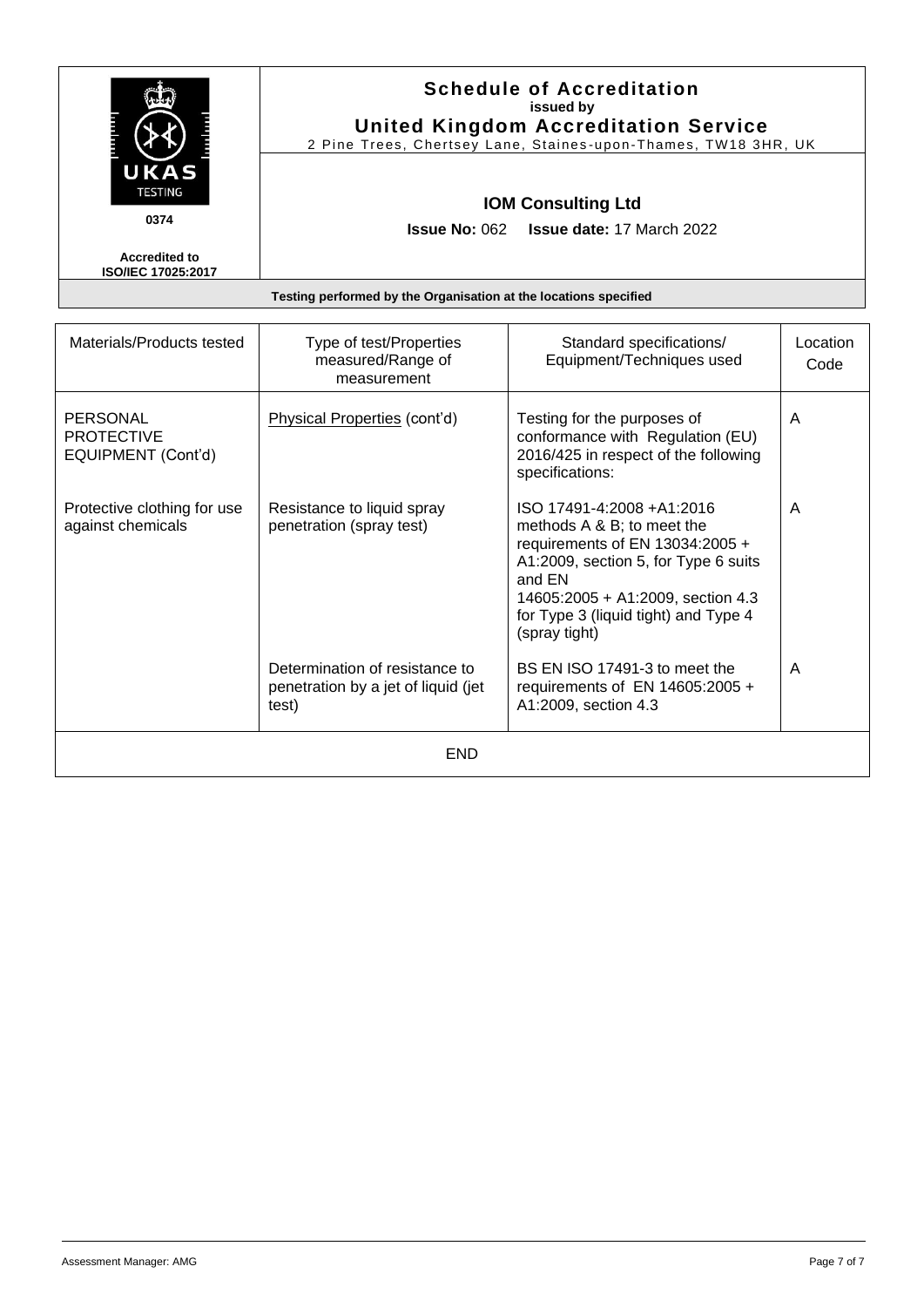**Schedule of Accreditation**
**issued by**
**United Kingdom Accreditation Service**
2 Pine Trees, Chertsey Lane, Staines-upon-Thames, TW18 3HR, UK

UKAS TESTING
0374

**Accredited to ISO/IEC 17025:2017**

**IOM Consulting Ltd**

**Issue No:** 062 **Issue date:** 17 March 2022

**Testing performed by the Organisation at the locations specified**

| Materials/Products tested | Type of test/Properties measured/Range of measurement | Standard specifications/ Equipment/Techniques used | Location Code |
|---|---|---|---|
| PERSONAL PROTECTIVE EQUIPMENT (Cont'd) | Physical Properties (cont'd) | Testing for the purposes of conformance with Regulation (EU) 2016/425 in respect of the following specifications: | A |
| Protective clothing for use against chemicals | Resistance to liquid spray penetration (spray test) | ISO 17491-4:2008 +A1:2016 methods A & B; to meet the requirements of EN 13034:2005 + A1:2009, section 5, for Type 6 suits and EN 14605:2005 + A1:2009, section 4.3 for Type 3 (liquid tight) and Type 4 (spray tight) | A |
| | Determination of resistance to penetration by a jet of liquid (jet test) | BS EN ISO 17491-3 to meet the requirements of EN 14605:2005 + A1:2009, section 4.3 | A |

END

Assessment Manager: AMG